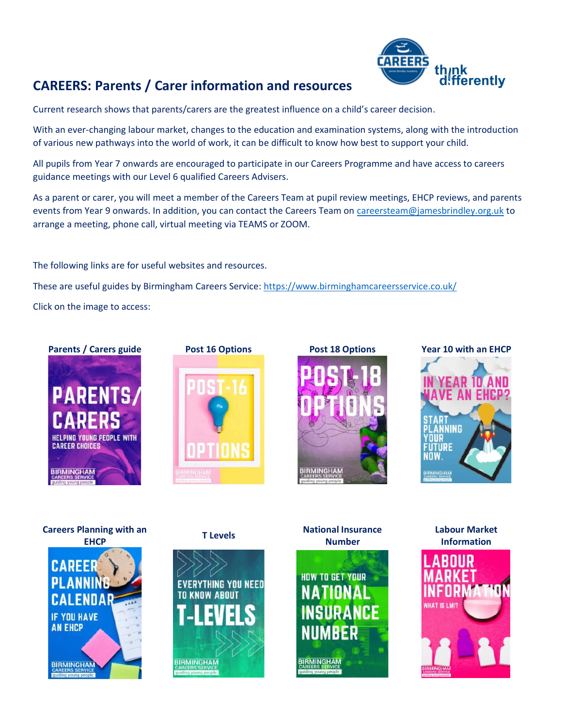## CAREERS: Parents / Carer information and resources

Current research shows that parents/carers are the greatest influence on a child's career decision.

With an ever-changing labour market, changes to the education and examination systems, along with the introduction of various new pathways into the world of work, it can be difficult to know how best to support your child.

All pupils from Year 7 onwards are encouraged to participate in our Careers Programme and have access to careers guidance meetings with our Level 6 qualified Careers Advisers.

As a parent or carer, you will meet a member of the Careers Team at pupil review meetings, EHCP reviews, and parents events from Year 9 onwards. In addition, you can contact the Careers Team on careersteam@jamesbrindley.org.uk to arrange a meeting, phone call, virtual meeting via TEAMS or ZOOM.

The following links are for useful websites and resources.

These are useful guides by Birmingham Careers Service: https://www.birminghamcareersservice.co.uk/

Click on the image to access:

**Parents / Carers guide**

**Post 16 Options**

**Post 18 Options**

**Year 10 with an EHCP**

**Careers Planning with an EHCP**

**T Levels**

**National Insurance Number**

**Labour Market Information**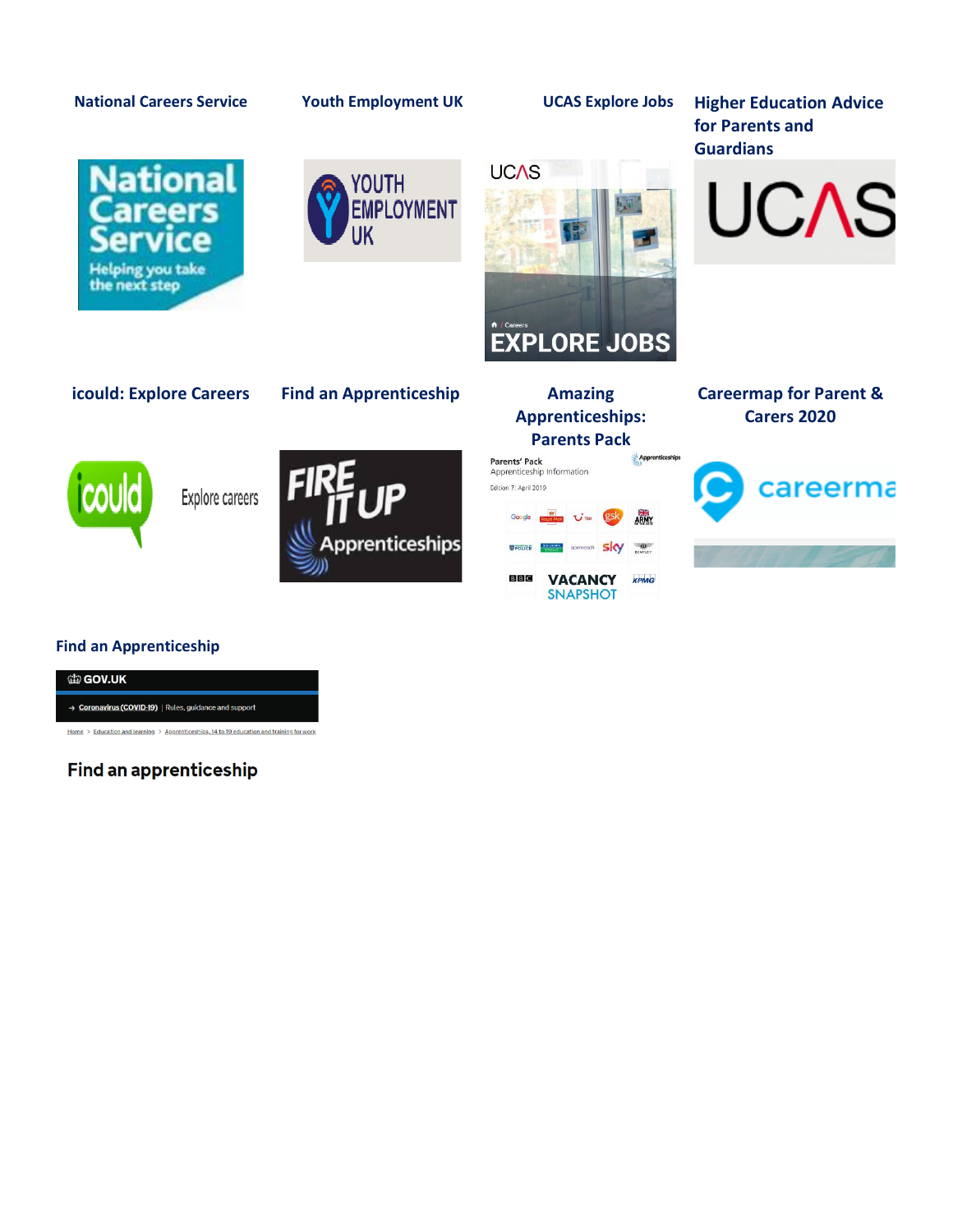National Careers Service

Youth Employment UK

UCAS Explore Jobs

Higher Education Advice for Parents and Guardians

icould: Explore Careers

Find an Apprenticeship

Amazing Apprenticeships: Parents Pack

Careermap for Parent & Carers 2020

Find an Apprenticeship